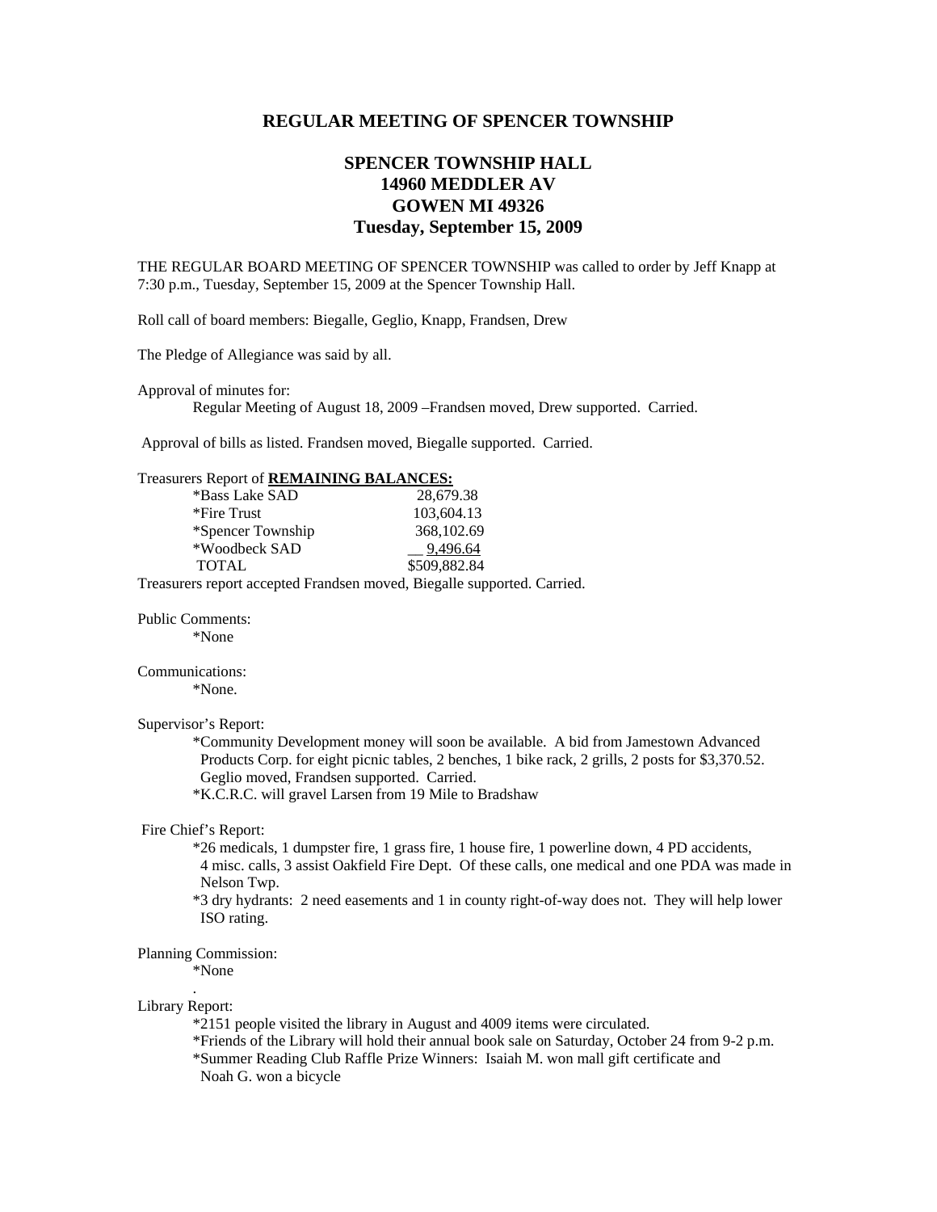# REGULAR MEETING OF SPENCER TOWNSHIP

## SPENCER TOWNSHIP HALL
## 14960 MEDDLER AV
## GOWEN MI 49326
## Tuesday, September 15, 2009

THE REGULAR BOARD MEETING OF SPENCER TOWNSHIP was called to order by Jeff Knapp at 7:30 p.m., Tuesday, September 15, 2009 at the Spencer Township Hall.

Roll call of board members: Biegalle, Geglio, Knapp, Frandsen, Drew

The Pledge of Allegiance was said by all.

Approval of minutes for:

Regular Meeting of August 18, 2009 –Frandsen moved, Drew supported. Carried.

Approval of bills as listed. Frandsen moved, Biegalle supported. Carried.

Treasurers Report of **REMAINING BALANCES:**

| | |
|---|---|
| *Bass Lake SAD | 28,679.38 |
| *Fire Trust | 103,604.13 |
| *Spencer Township | 368,102.69 |
| *Woodbeck SAD | 9,496.64 |
| TOTAL | $509,882.84 |

Treasurers report accepted Frandsen moved, Biegalle supported. Carried.

Public Comments:

*None

Communications:

*None.

Supervisor's Report:

*Community Development money will soon be available. A bid from Jamestown Advanced Products Corp. for eight picnic tables, 2 benches, 1 bike rack, 2 grills, 2 posts for $3,370.52. Geglio moved, Frandsen supported. Carried.

*K.C.R.C. will gravel Larsen from 19 Mile to Bradshaw

Fire Chief's Report:

*26 medicals, 1 dumpster fire, 1 grass fire, 1 house fire, 1 powerline down, 4 PD accidents, 4 misc. calls, 3 assist Oakfield Fire Dept. Of these calls, one medical and one PDA was made in Nelson Twp.

*3 dry hydrants: 2 need easements and 1 in county right-of-way does not. They will help lower ISO rating.

Planning Commission:

*None

Library Report:

*2151 people visited the library in August and 4009 items were circulated.

*Friends of the Library will hold their annual book sale on Saturday, October 24 from 9-2 p.m.

*Summer Reading Club Raffle Prize Winners: Isaiah M. won mall gift certificate and Noah G. won a bicycle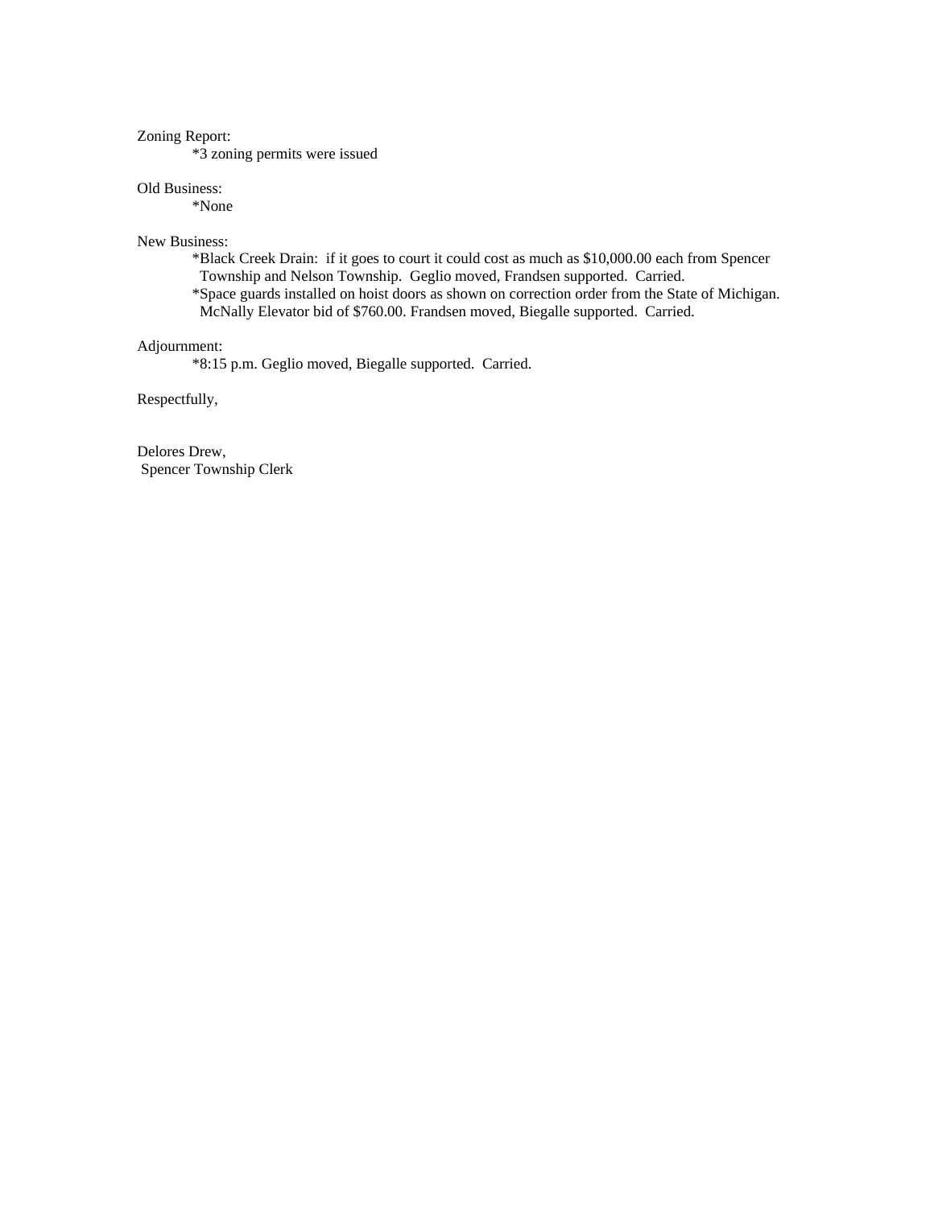Zoning Report:

*3 zoning permits were issued

Old Business:

*None

New Business:

*Black Creek Drain: if it goes to court it could cost as much as $10,000.00 each from Spencer Township and Nelson Township. Geglio moved, Frandsen supported. Carried.

*Space guards installed on hoist doors as shown on correction order from the State of Michigan. McNally Elevator bid of $760.00. Frandsen moved, Biegalle supported. Carried.

Adjournment:

*8:15 p.m. Geglio moved, Biegalle supported. Carried.

Respectfully,

Delores Drew,
Spencer Township Clerk